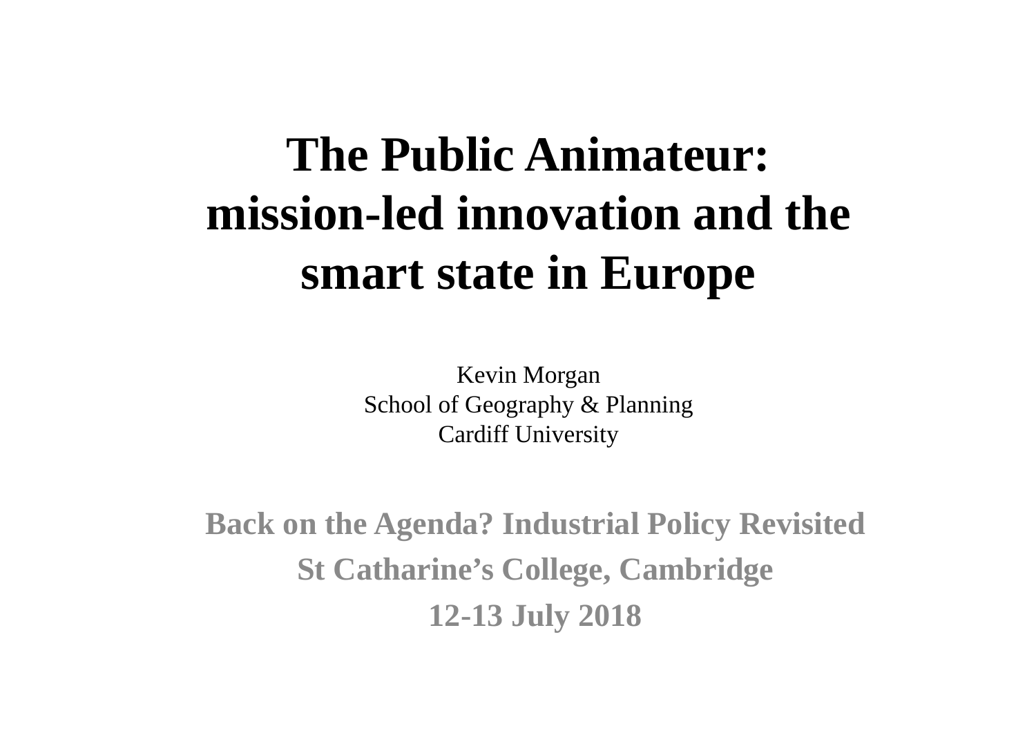# The Public Animateur: mission-led innovation and the smart state in Europe

Kevin Morgan
School of Geography & Planning
Cardiff University

**Back on the Agenda? Industrial Policy Revisited**

**St Catharine's College, Cambridge**

**12-13 July 2018**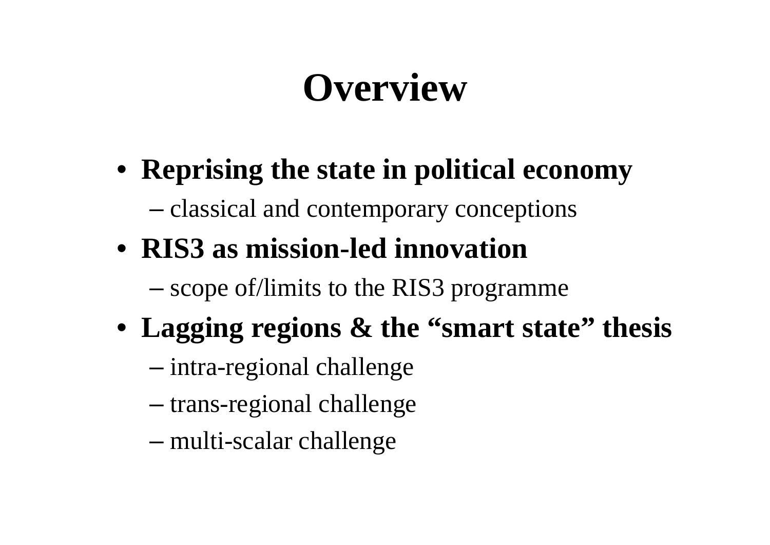# Overview

- **Reprising the state in political economy**
  - classical and contemporary conceptions
- **RIS3 as mission-led innovation**
  - scope of/limits to the RIS3 programme
- **Lagging regions & the “smart state” thesis**
  - intra-regional challenge
  - trans-regional challenge
  - multi-scalar challenge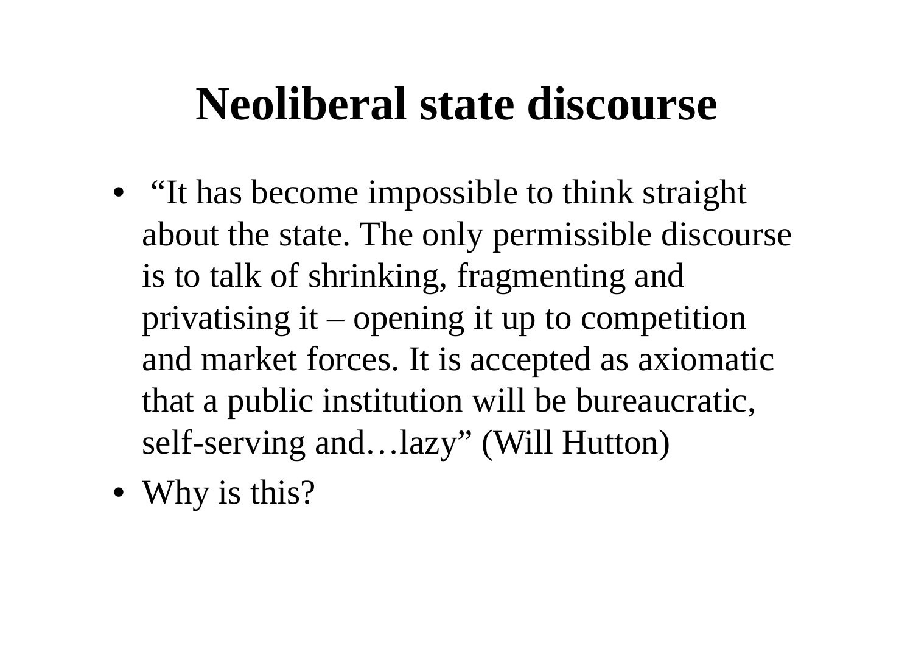# Neoliberal state discourse

- "It has become impossible to think straight about the state. The only permissible discourse is to talk of shrinking, fragmenting and privatising it – opening it up to competition and market forces. It is accepted as axiomatic that a public institution will be bureaucratic, self-serving and…lazy" (Will Hutton)
- Why is this?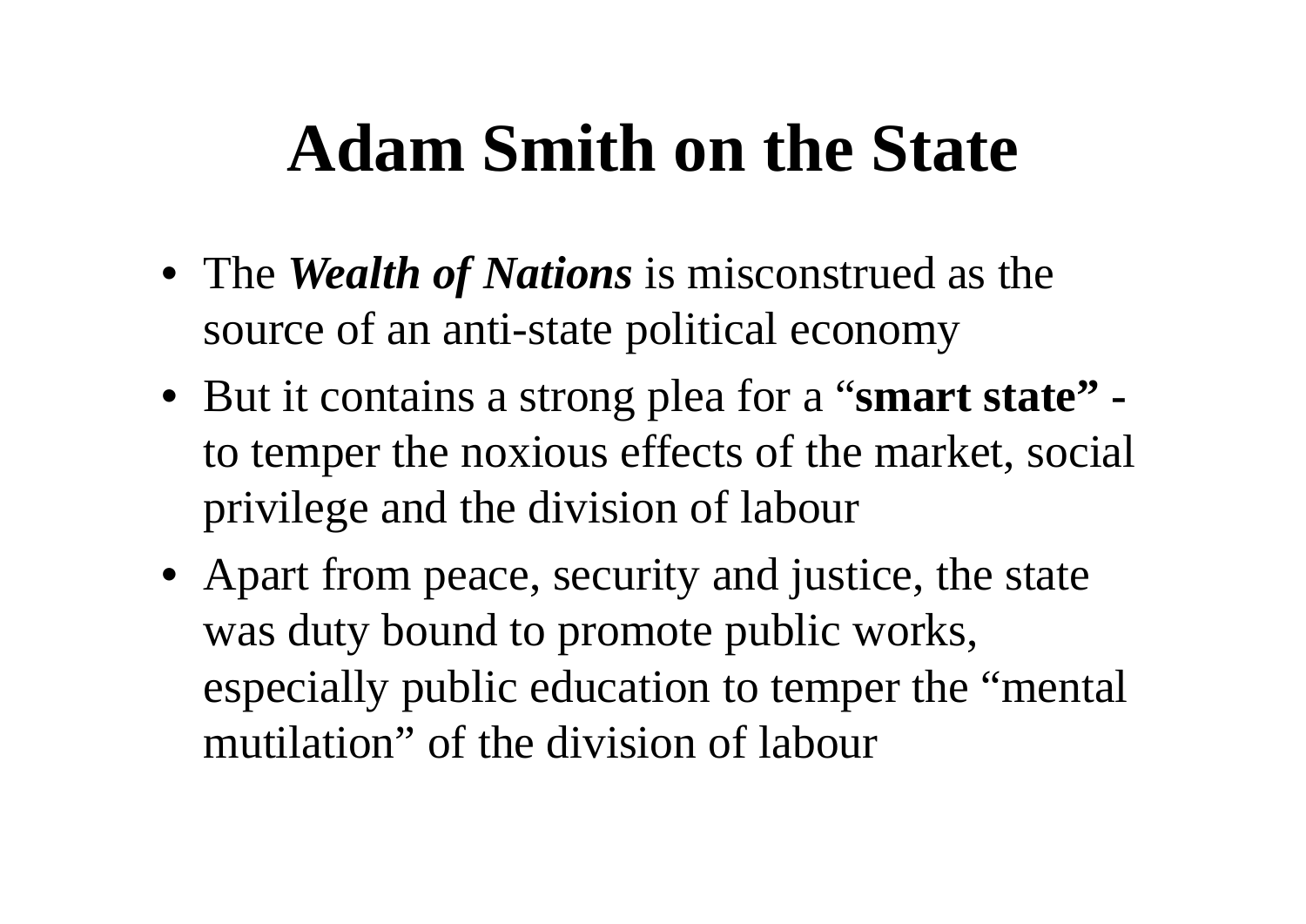# Adam Smith on the State

- The ***Wealth of Nations*** is misconstrued as the source of an anti-state political economy
- But it contains a strong plea for a "**smart state" -** to temper the noxious effects of the market, social privilege and the division of labour
- Apart from peace, security and justice, the state was duty bound to promote public works, especially public education to temper the "mental mutilation" of the division of labour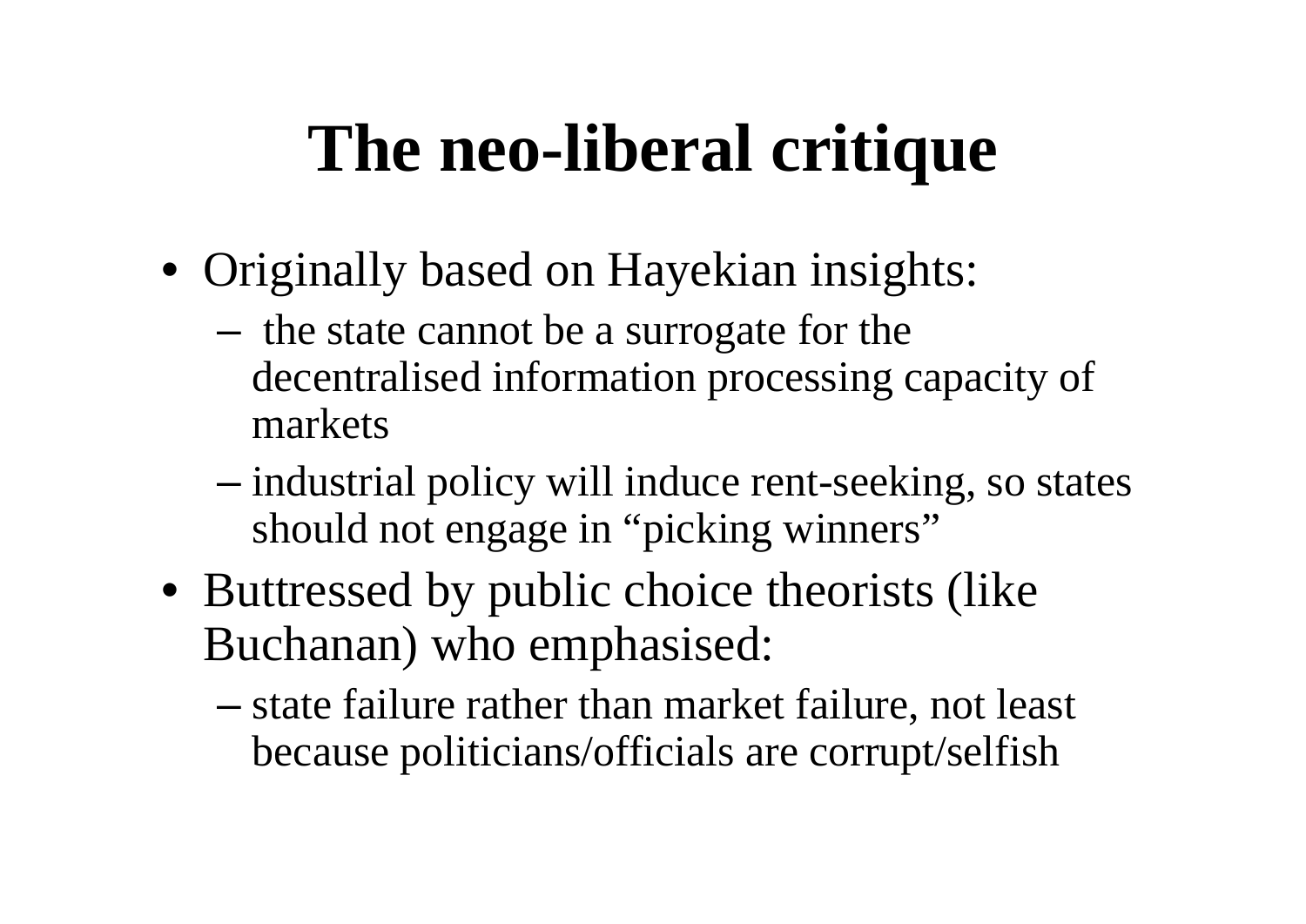# The neo-liberal critique

- Originally based on Hayekian insights:
  - the state cannot be a surrogate for the decentralised information processing capacity of markets
  - industrial policy will induce rent-seeking, so states should not engage in "picking winners"
- Buttressed by public choice theorists (like Buchanan) who emphasised:
  - state failure rather than market failure, not least because politicians/officials are corrupt/selfish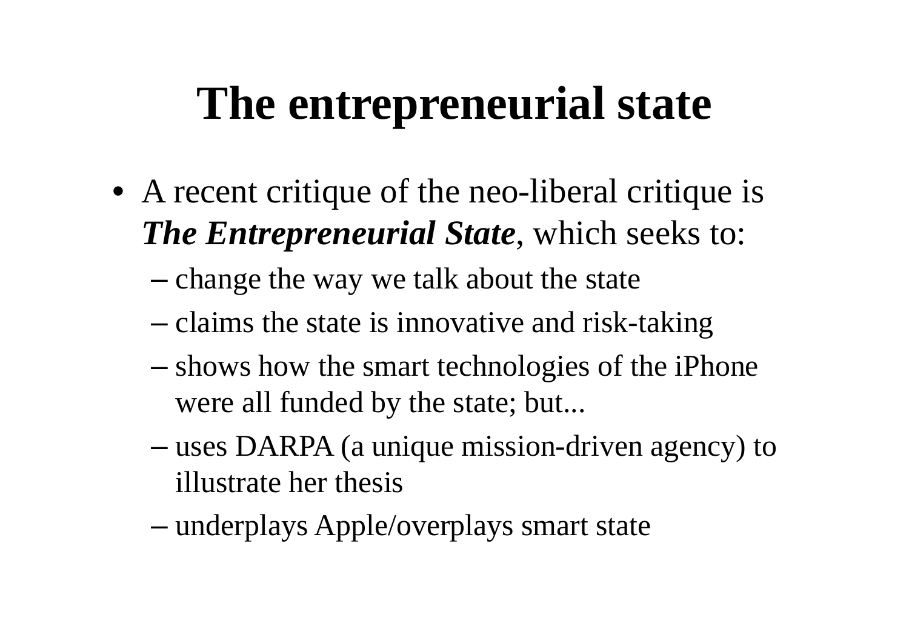# The entrepreneurial state

- A recent critique of the neo-liberal critique is ***The Entrepreneurial State***, which seeks to:
  - change the way we talk about the state
  - claims the state is innovative and risk-taking
  - shows how the smart technologies of the iPhone were all funded by the state; but...
  - uses DARPA (a unique mission-driven agency) to illustrate her thesis
  - underplays Apple/overplays smart state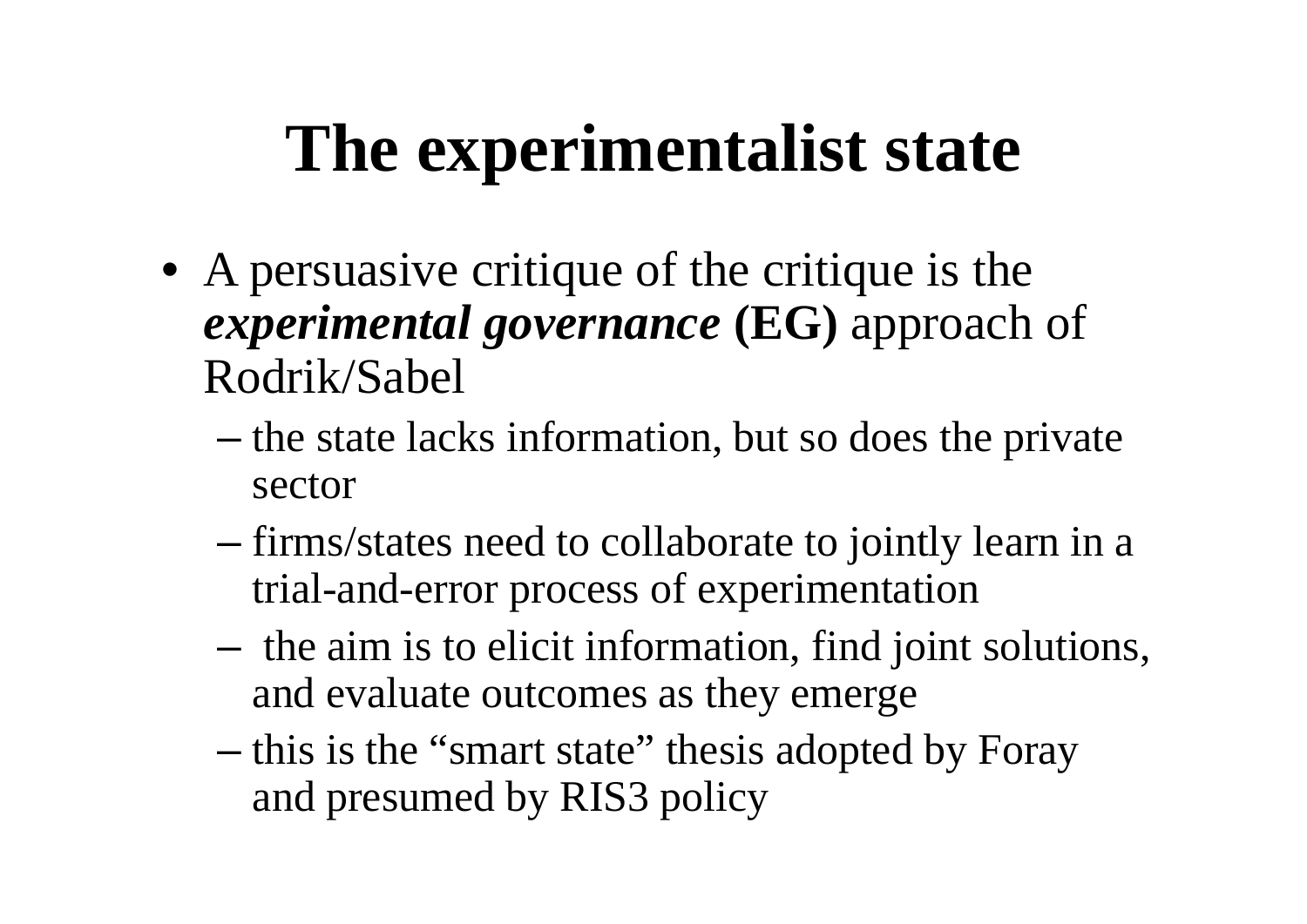# The experimentalist state

- A persuasive critique of the critique is the ***experimental governance*** **(EG)** approach of Rodrik/Sabel
  - the state lacks information, but so does the private sector
  - firms/states need to collaborate to jointly learn in a trial-and-error process of experimentation
  - the aim is to elicit information, find joint solutions, and evaluate outcomes as they emerge
  - this is the "smart state" thesis adopted by Foray and presumed by RIS3 policy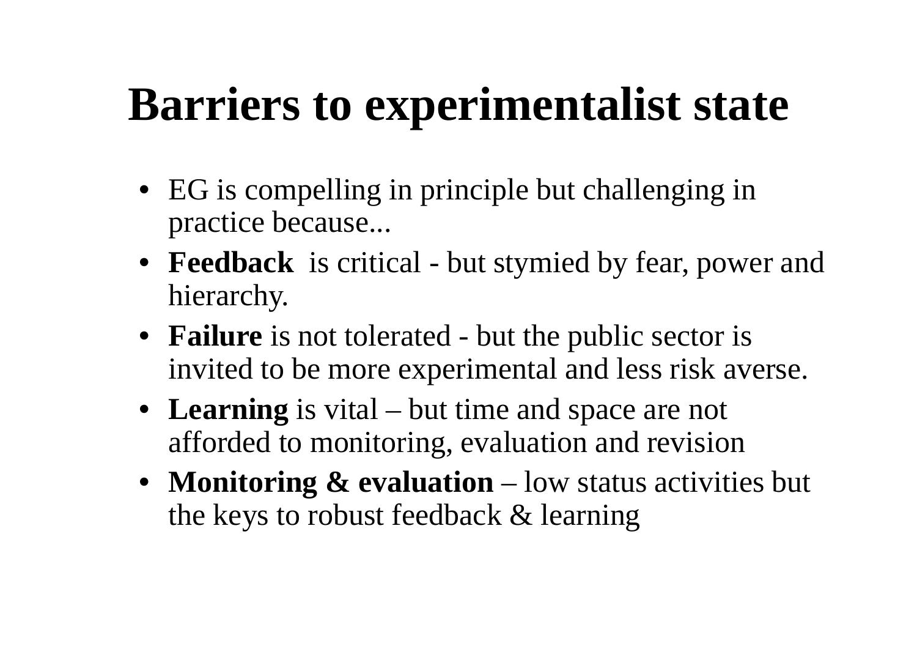# Barriers to experimentalist state

- EG is compelling in principle but challenging in practice because...
- **Feedback** is critical - but stymied by fear, power and hierarchy.
- **Failure** is not tolerated - but the public sector is invited to be more experimental and less risk averse.
- **Learning** is vital – but time and space are not afforded to monitoring, evaluation and revision
- **Monitoring & evaluation** – low status activities but the keys to robust feedback & learning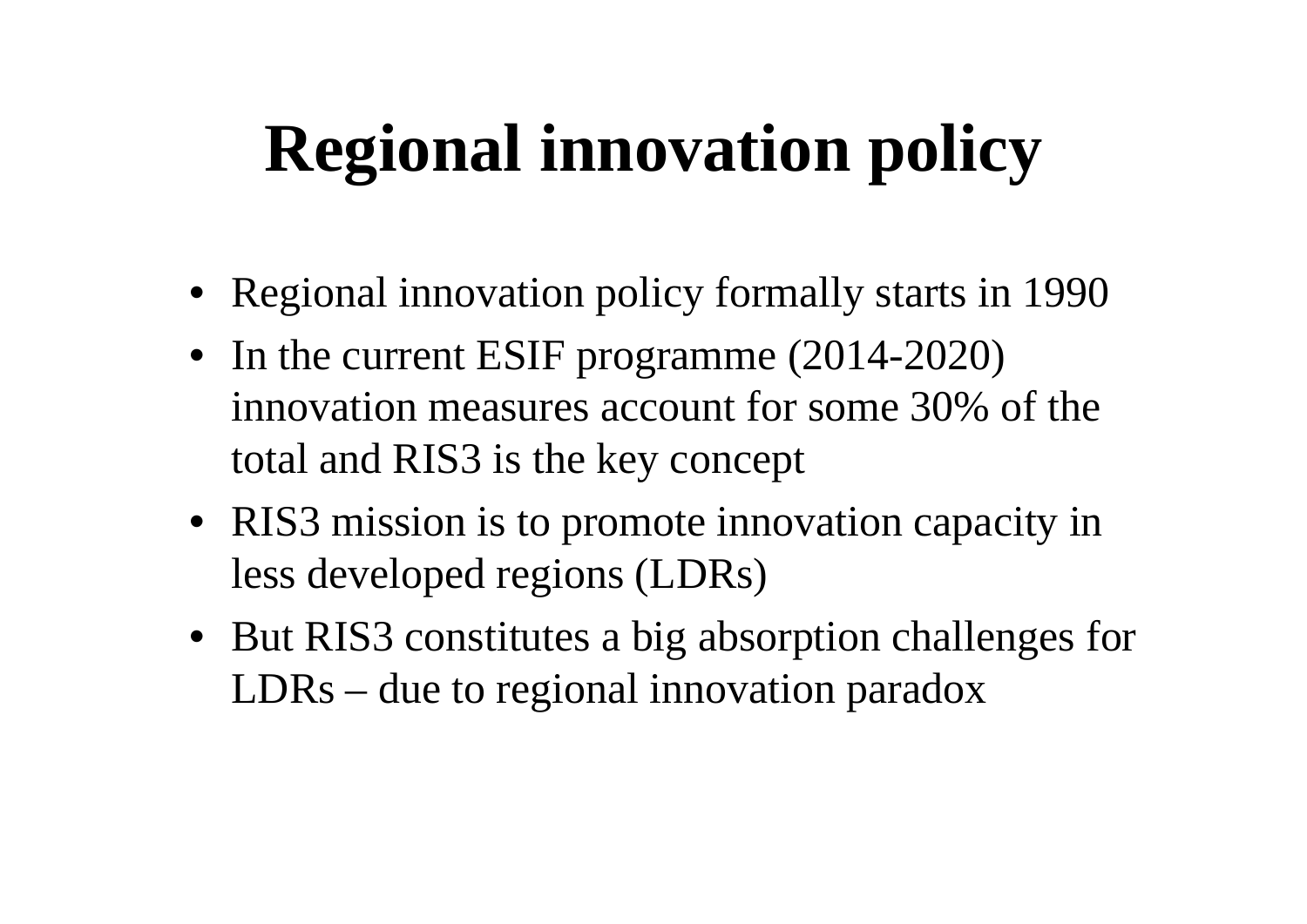# Regional innovation policy

- Regional innovation policy formally starts in 1990
- In the current ESIF programme (2014-2020) innovation measures account for some 30% of the total and RIS3 is the key concept
- RIS3 mission is to promote innovation capacity in less developed regions (LDRs)
- But RIS3 constitutes a big absorption challenges for LDRs – due to regional innovation paradox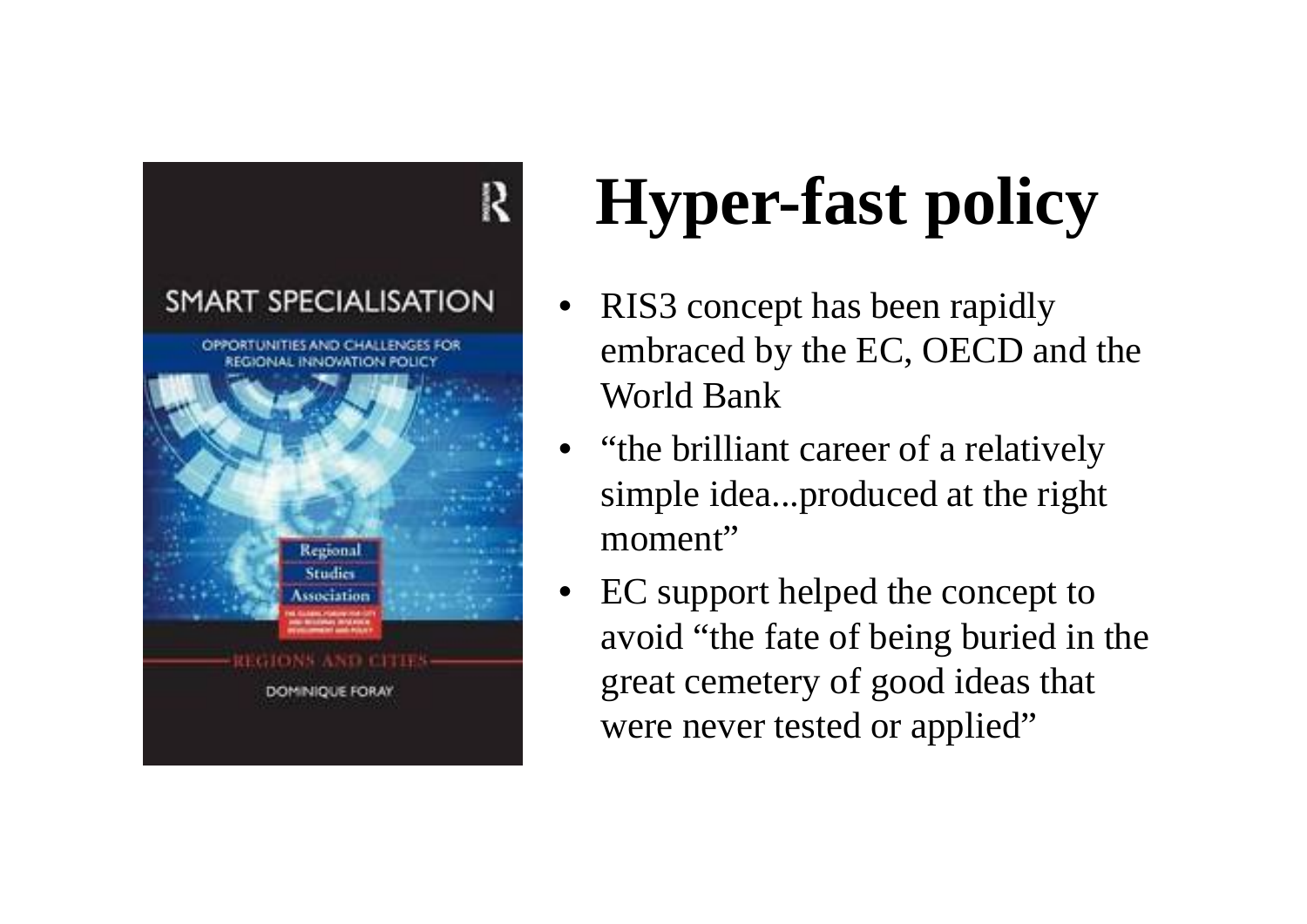# Hyper-fast policy

- RIS3 concept has been rapidly embraced by the EC, OECD and the World Bank
- “the brilliant career of a relatively simple idea...produced at the right moment”
- EC support helped the concept to avoid “the fate of being buried in the great cemetery of good ideas that were never tested or applied”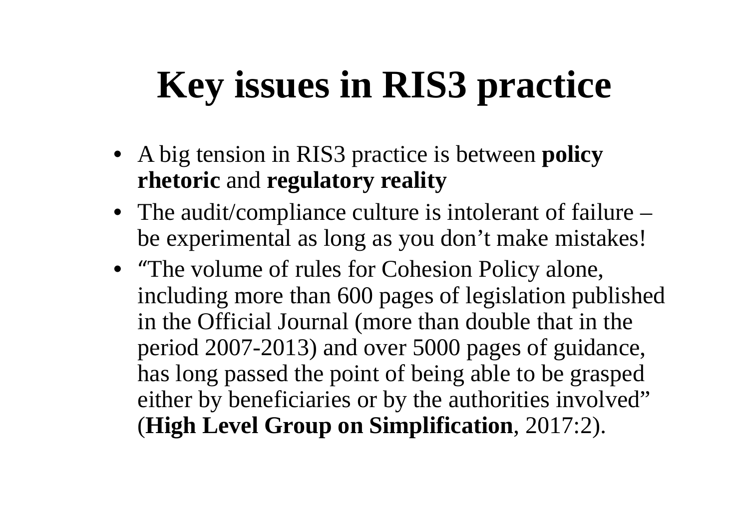# Key issues in RIS3 practice

- A big tension in RIS3 practice is between **policy rhetoric** and **regulatory reality**
- The audit/compliance culture is intolerant of failure – be experimental as long as you don't make mistakes!
- "The volume of rules for Cohesion Policy alone, including more than 600 pages of legislation published in the Official Journal (more than double that in the period 2007-2013) and over 5000 pages of guidance, has long passed the point of being able to be grasped either by beneficiaries or by the authorities involved" (**High Level Group on Simplification**, 2017:2).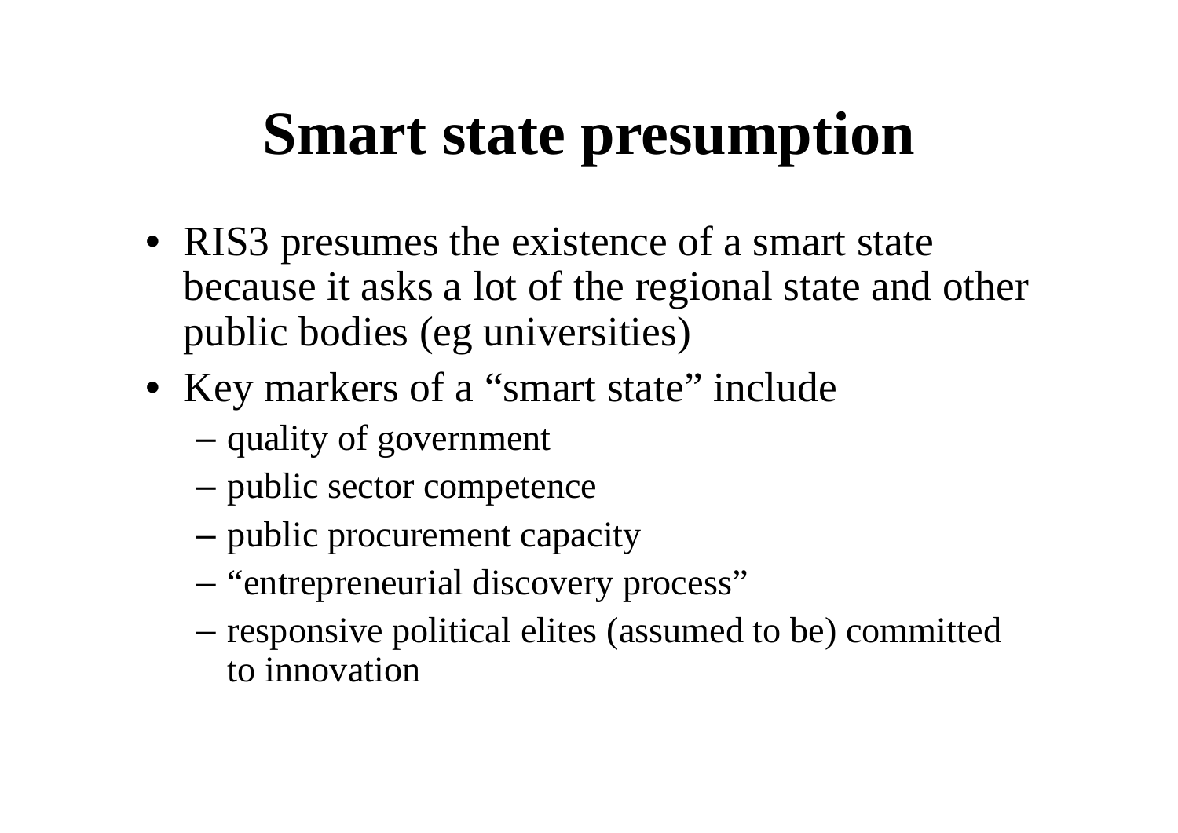# Smart state presumption

- RIS3 presumes the existence of a smart state because it asks a lot of the regional state and other public bodies (eg universities)
- Key markers of a “smart state” include
  - quality of government
  - public sector competence
  - public procurement capacity
  - “entrepreneurial discovery process”
  - responsive political elites (assumed to be) committed to innovation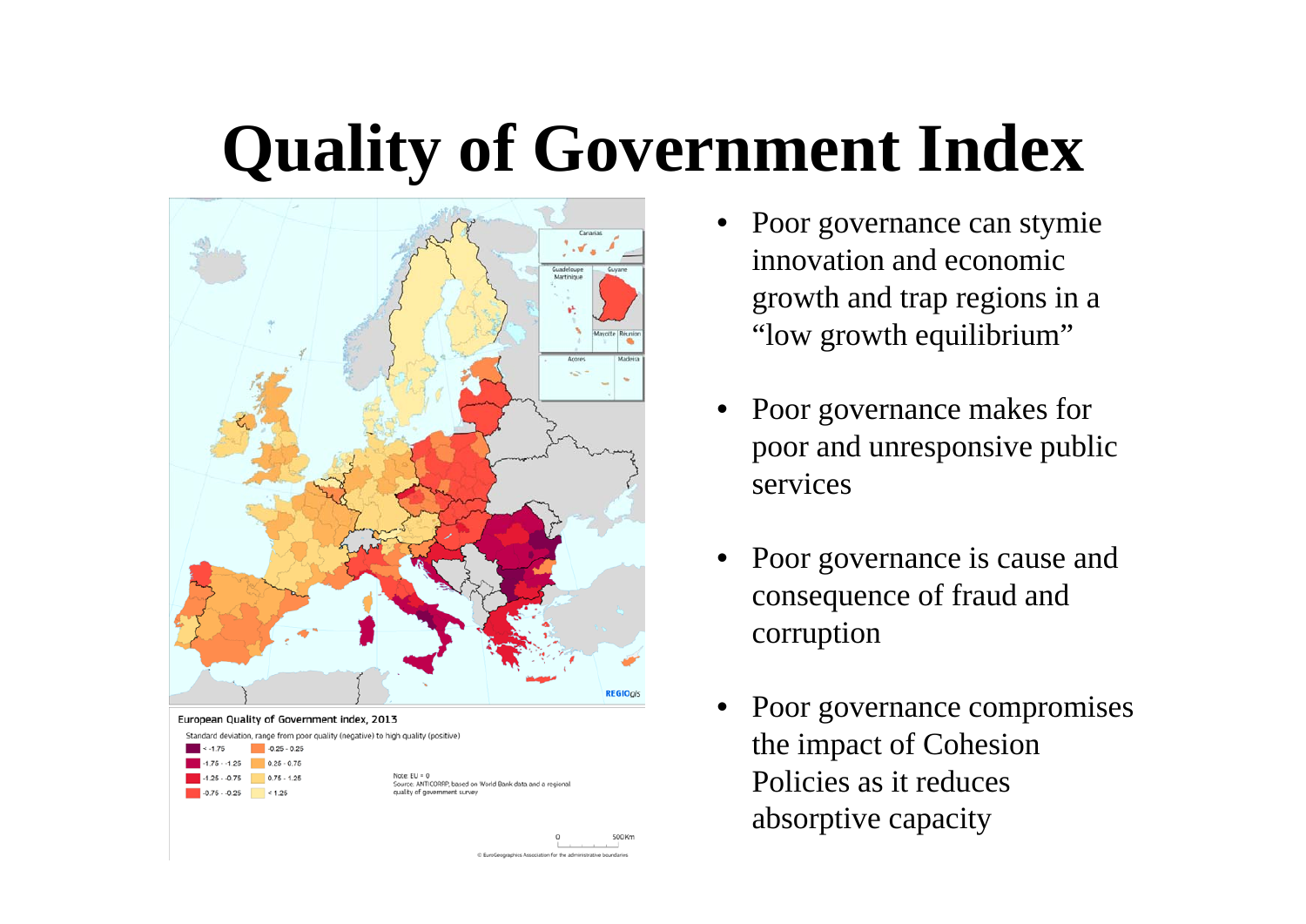# Quality of Government Index

European Quality of Government index, 2013

Standard deviation, range from poor quality (negative) to high quality (positive)

- < -1.75
- -1.75 - -1.25
- -1.25 - -0.75
- -0.75 - -0.25
- -0.25 - 0.25
- 0.25 - 0.75
- 0.75 - 1.25
- < 1.25

Note: EU = 0

Source: ANTICORRP, based on World Bank data and a regional quality of government survey

- Poor governance can stymie innovation and economic growth and trap regions in a "low growth equilibrium"
- Poor governance makes for poor and unresponsive public services
- Poor governance is cause and consequence of fraud and corruption
- Poor governance compromises the impact of Cohesion Policies as it reduces absorptive capacity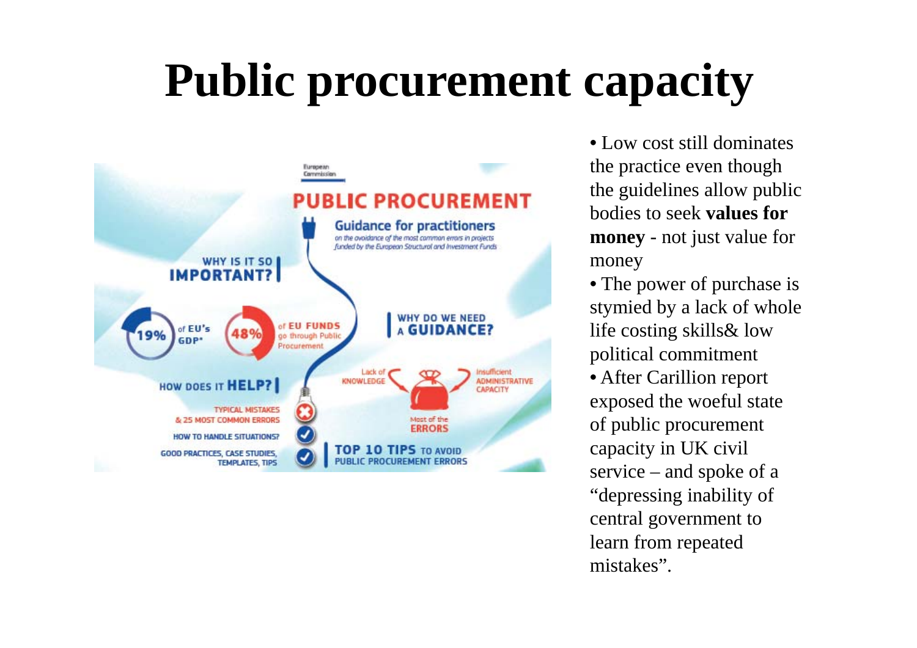# Public procurement capacity

- Low cost still dominates the practice even though the guidelines allow public bodies to seek **values for money** - not just value for money
- The power of purchase is stymied by a lack of whole life costing skills& low political commitment
- After Carillion report exposed the woeful state of public procurement capacity in UK civil service – and spoke of a "depressing inability of central government to learn from repeated mistakes".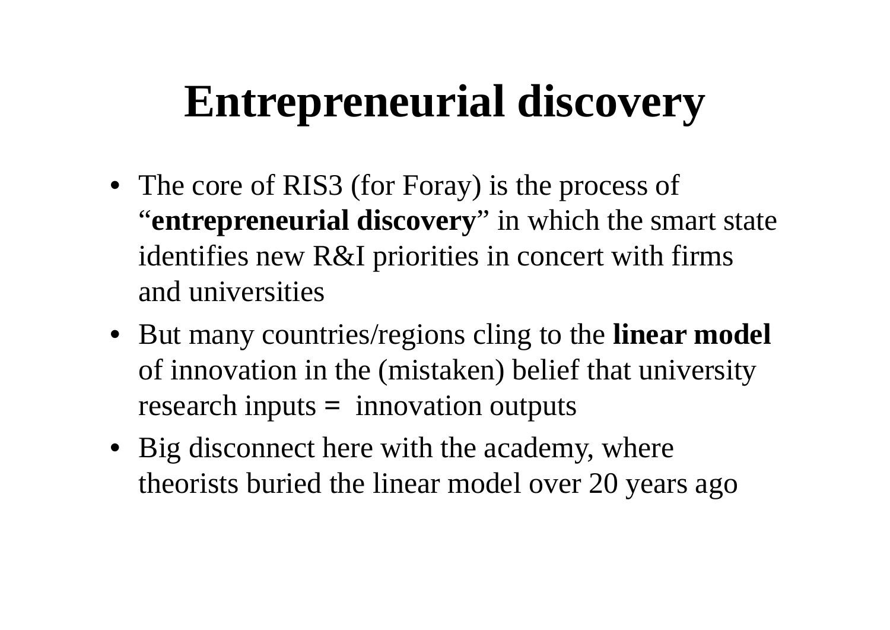# Entrepreneurial discovery

- The core of RIS3 (for Foray) is the process of "**entrepreneurial discovery**" in which the smart state identifies new R&I priorities in concert with firms and universities
- But many countries/regions cling to the **linear model** of innovation in the (mistaken) belief that university research inputs **=** innovation outputs
- Big disconnect here with the academy, where theorists buried the linear model over 20 years ago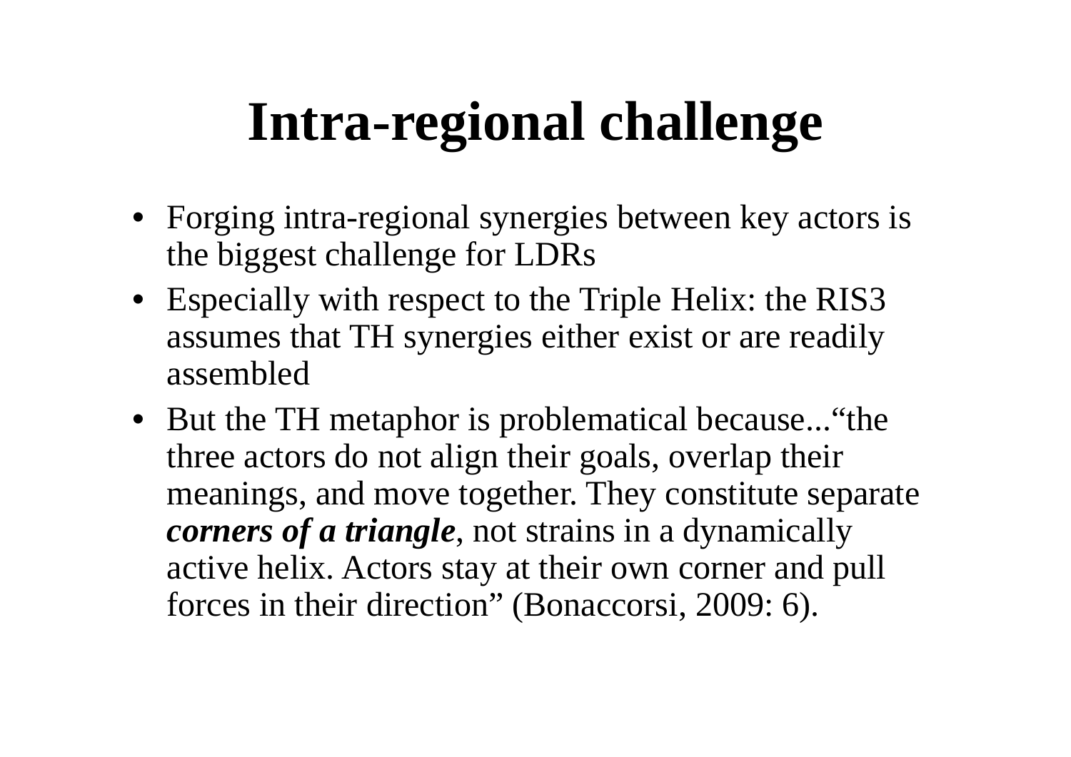# Intra-regional challenge

- Forging intra-regional synergies between key actors is the biggest challenge for LDRs
- Especially with respect to the Triple Helix: the RIS3 assumes that TH synergies either exist or are readily assembled
- But the TH metaphor is problematical because...“the three actors do not align their goals, overlap their meanings, and move together. They constitute separate ***corners of a triangle***, not strains in a dynamically active helix. Actors stay at their own corner and pull forces in their direction” (Bonaccorsi, 2009: 6).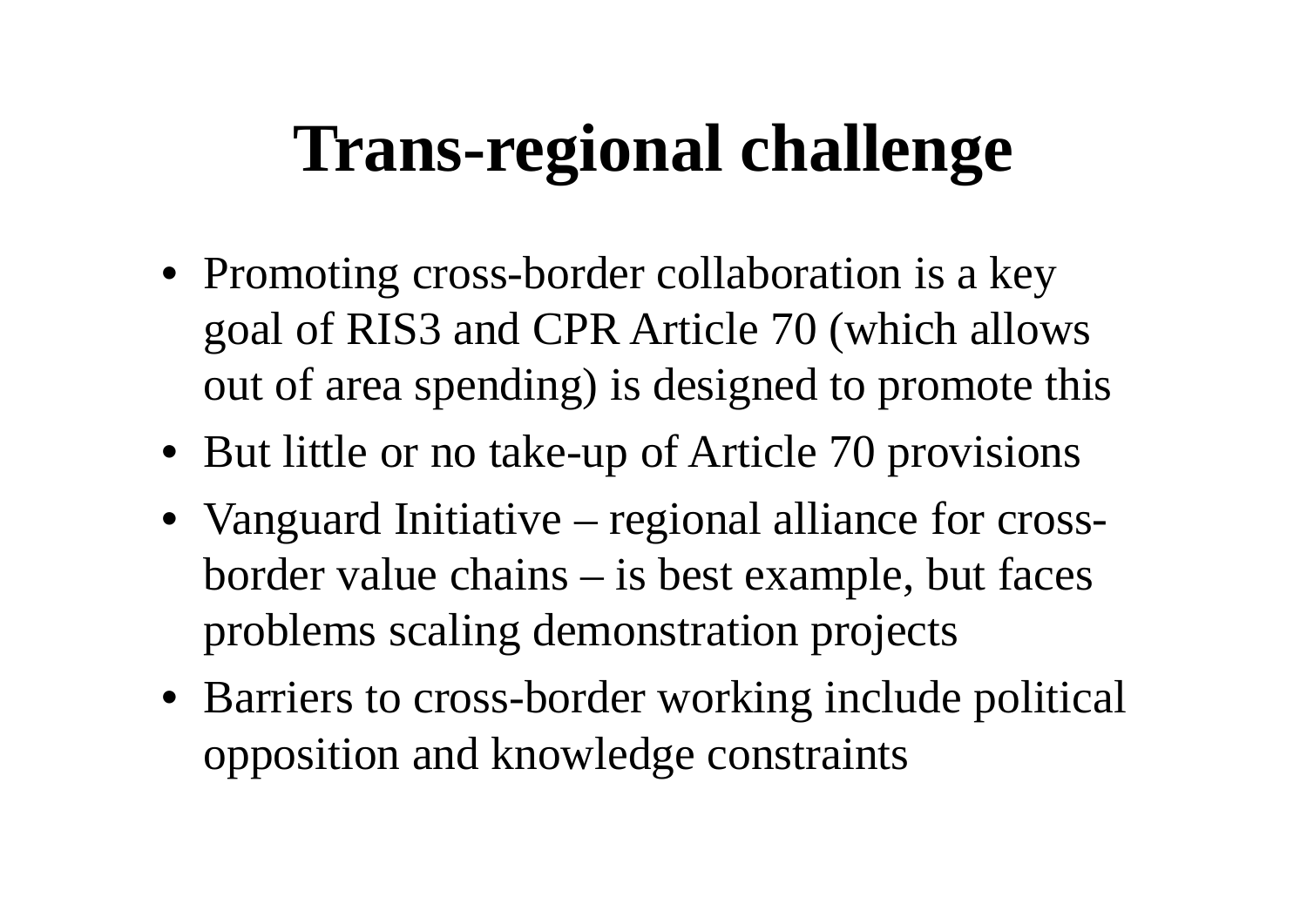# Trans-regional challenge

- Promoting cross-border collaboration is a key goal of RIS3 and CPR Article 70 (which allows out of area spending) is designed to promote this
- But little or no take-up of Article 70 provisions
- Vanguard Initiative – regional alliance for cross-border value chains – is best example, but faces problems scaling demonstration projects
- Barriers to cross-border working include political opposition and knowledge constraints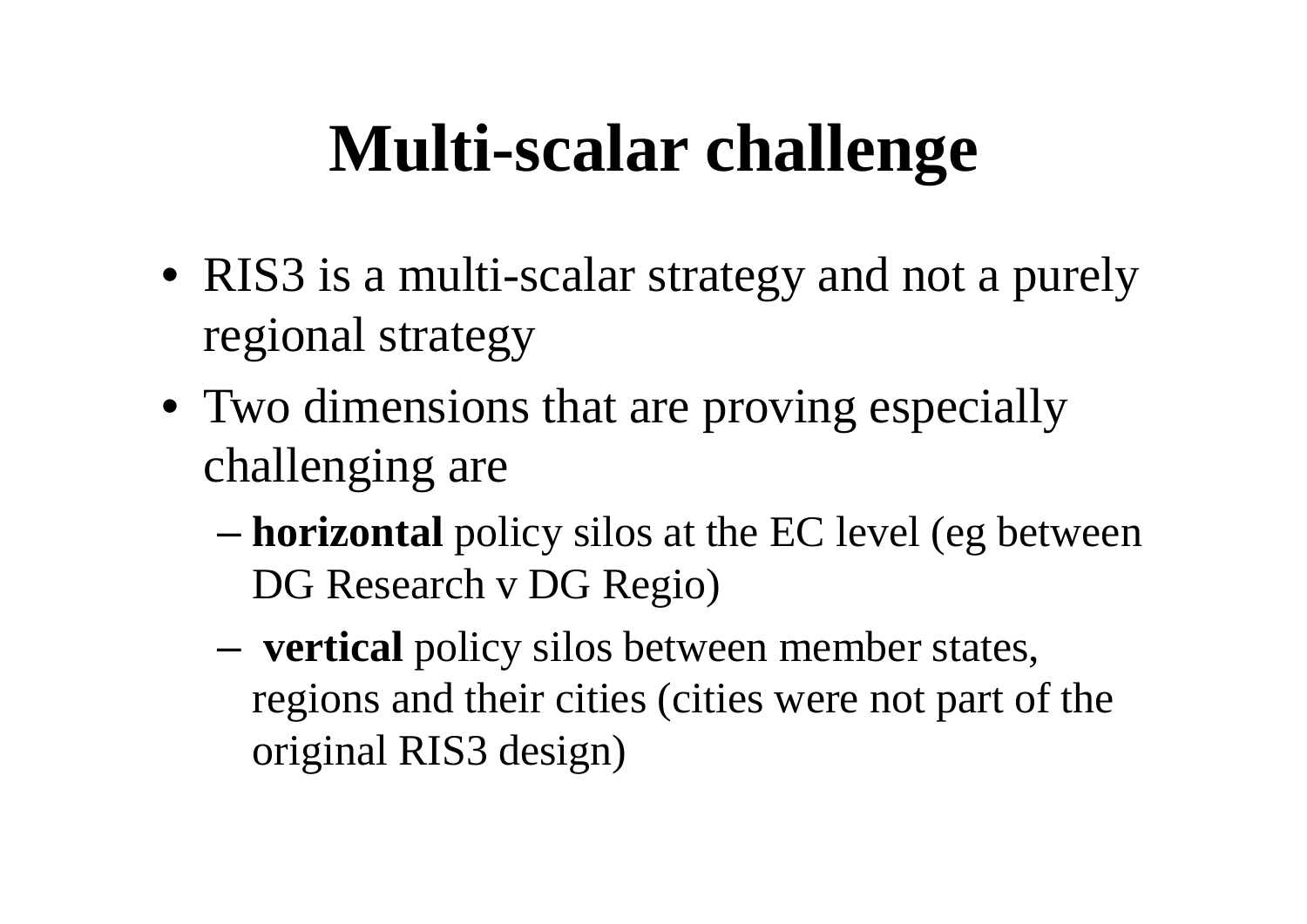# Multi-scalar challenge

- RIS3 is a multi-scalar strategy and not a purely regional strategy
- Two dimensions that are proving especially challenging are
  - **horizontal** policy silos at the EC level (eg between DG Research v DG Regio)
  - **vertical** policy silos between member states, regions and their cities (cities were not part of the original RIS3 design)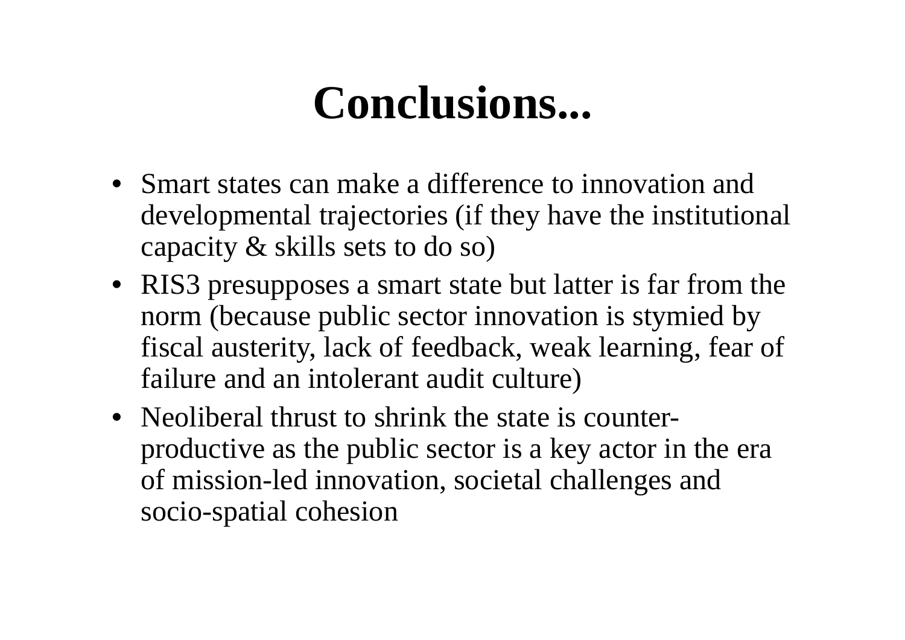# Conclusions...

- Smart states can make a difference to innovation and developmental trajectories (if they have the institutional capacity & skills sets to do so)
- RIS3 presupposes a smart state but latter is far from the norm (because public sector innovation is stymied by fiscal austerity, lack of feedback, weak learning, fear of failure and an intolerant audit culture)
- Neoliberal thrust to shrink the state is counter-productive as the public sector is a key actor in the era of mission-led innovation, societal challenges and socio-spatial cohesion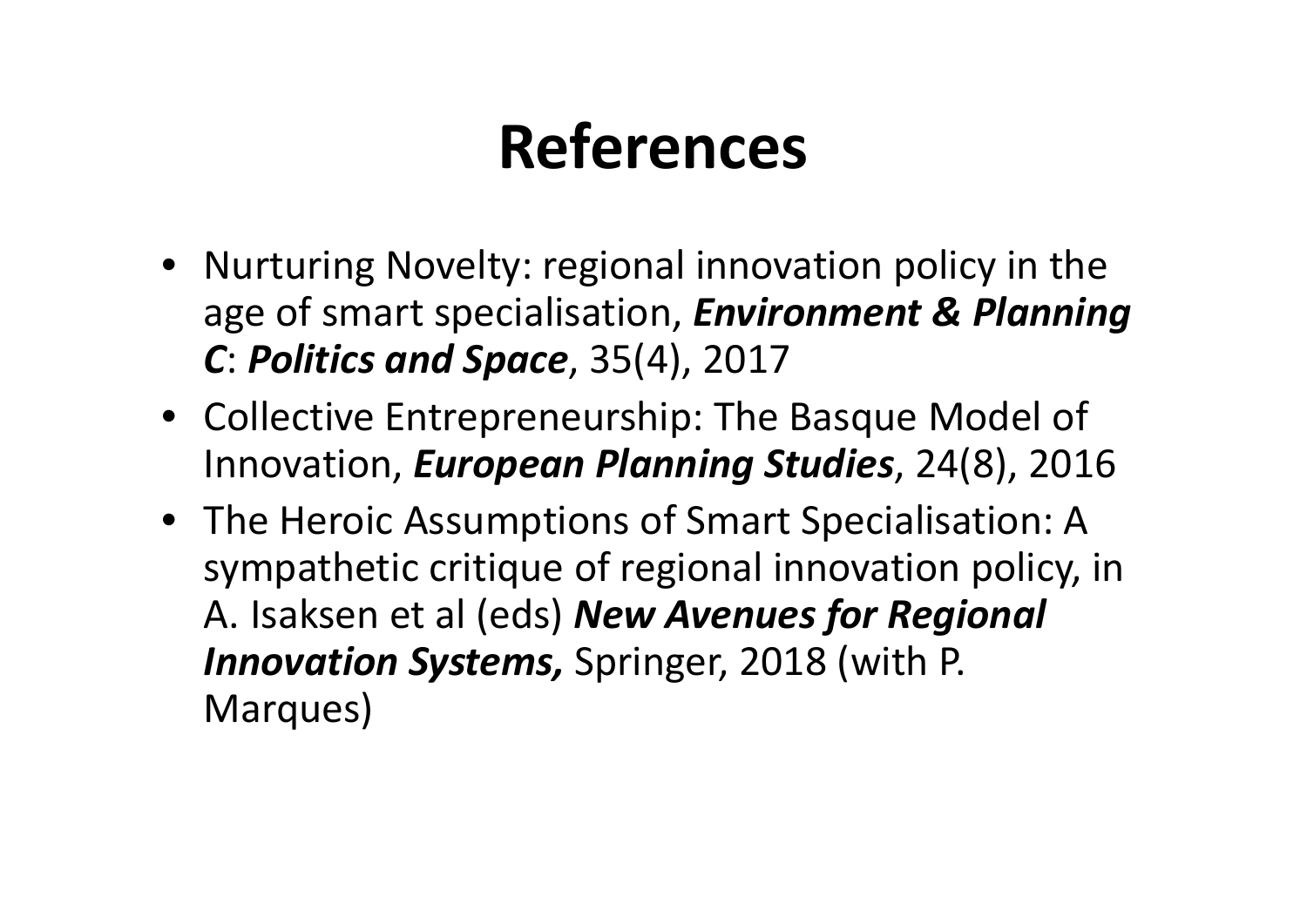# References

- Nurturing Novelty: regional innovation policy in the age of smart specialisation, ***Environment & Planning C***: ***Politics and Space***, 35(4), 2017
- Collective Entrepreneurship: The Basque Model of Innovation, ***European Planning Studies***, 24(8), 2016
- The Heroic Assumptions of Smart Specialisation: A sympathetic critique of regional innovation policy, in A. Isaksen et al (eds) ***New Avenues for Regional Innovation Systems,*** Springer, 2018 (with P. Marques)